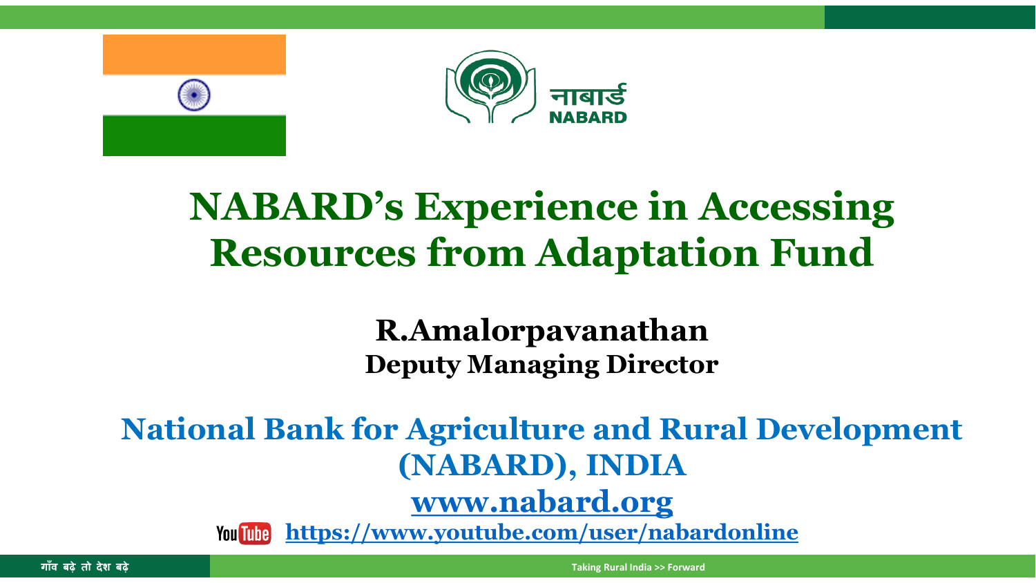नाबार्ड
NABARD

# NABARD's Experience in Accessing Resources from Adaptation Fund

**R.Amalorpavanathan**
**Deputy Managing Director**

## National Bank for Agriculture and Rural Development (NABARD), INDIA

**www.nabard.org**

YouTube **https://www.youtube.com/user/nabardonline**

गाँव बढ़े तो देश बढ़े

Taking Rural India >> Forward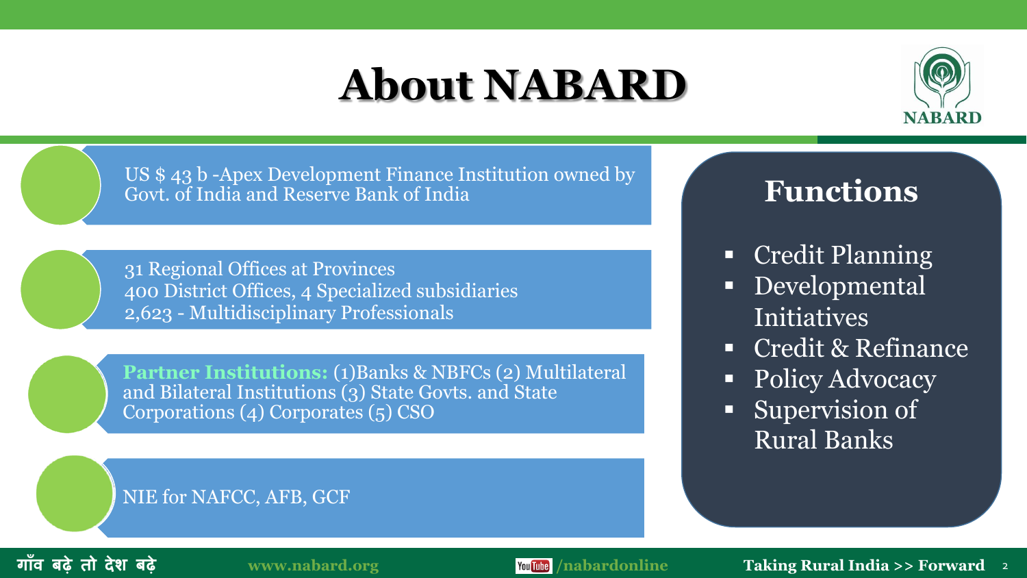# About NABARD

- US $ 43 b -Apex Development Finance Institution owned by Govt. of India and Reserve Bank of India

- 31 Regional Offices at Provinces
  400 District Offices, 4 Specialized subsidiaries
  2,623 - Multidisciplinary Professionals

- **Partner Institutions:** (1)Banks & NBFCs (2) Multilateral and Bilateral Institutions (3) State Govts. and State Corporations (4) Corporates (5) CSO

- NIE for NAFCC, AFB, GCF

## Functions

- Credit Planning
- Developmental Initiatives
- Credit & Refinance
- Policy Advocacy
- Supervision of Rural Banks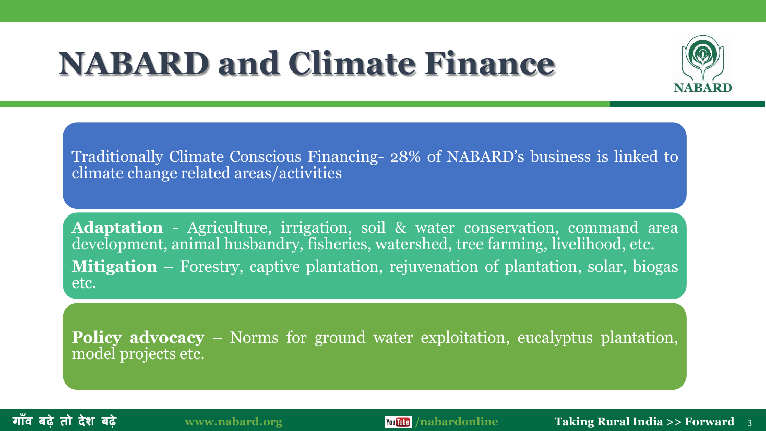# NABARD and Climate Finance

Traditionally Climate Conscious Financing- 28% of NABARD's business is linked to climate change related areas/activities

**Adaptation** - Agriculture, irrigation, soil & water conservation, command area development, animal husbandry, fisheries, watershed, tree farming, livelihood, etc.

**Mitigation** – Forestry, captive plantation, rejuvenation of plantation, solar, biogas etc.

**Policy advocacy** – Norms for ground water exploitation, eucalyptus plantation, model projects etc.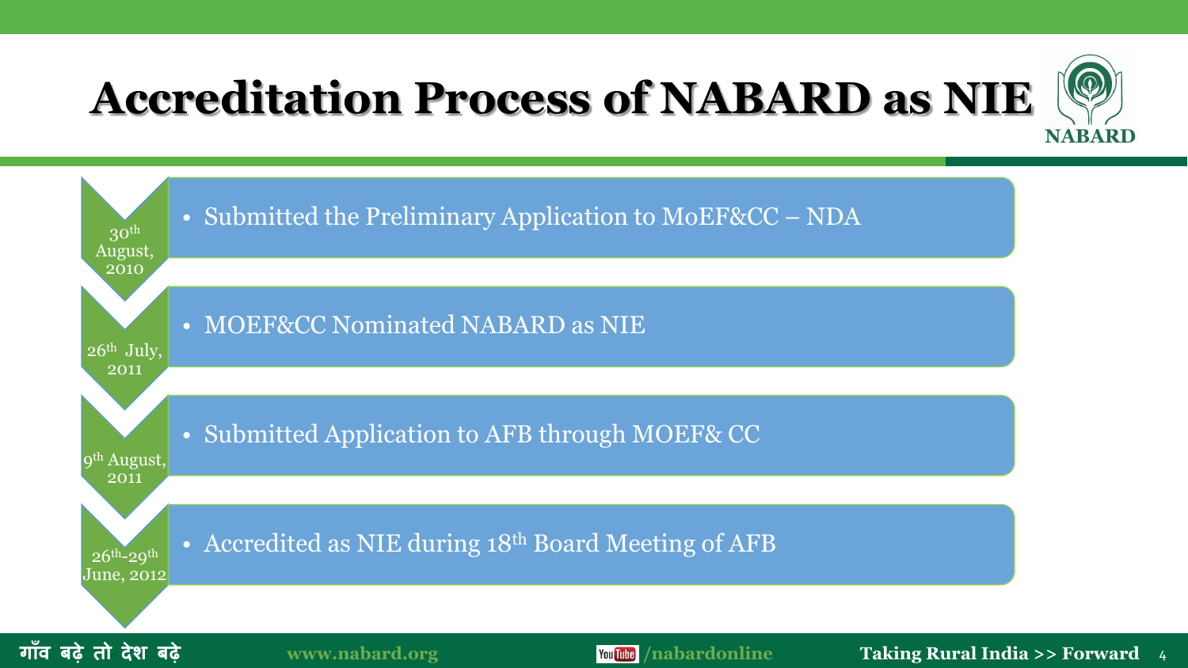# Accreditation Process of NABARD as NIE

- **30th August, 2010**: Submitted the Preliminary Application to MoEF&CC – NDA
- **26th July, 2011**: MOEF&CC Nominated NABARD as NIE
- **9th August, 2011**: Submitted Application to AFB through MOEF& CC
- **26th-29th June, 2012**: Accredited as NIE during 18th Board Meeting of AFB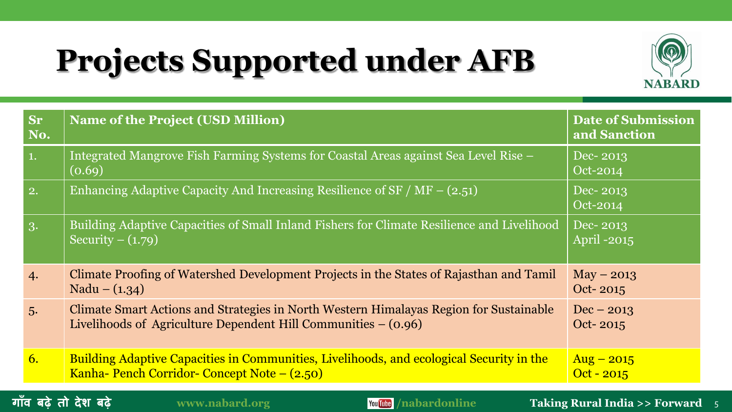# Projects Supported under AFB

| Sr No. | Name of the Project (USD Million) | Date of Submission and Sanction |
|---|---|---|
| 1. | Integrated Mangrove Fish Farming Systems for Coastal Areas against Sea Level Rise – (0.69) | Dec- 2013<br>Oct-2014 |
| 2. | Enhancing Adaptive Capacity And Increasing Resilience of SF / MF – (2.51) | Dec- 2013<br>Oct-2014 |
| 3. | Building Adaptive Capacities of Small Inland Fishers for Climate Resilience and Livelihood Security – (1.79) | Dec- 2013<br>April -2015 |
| 4. | Climate Proofing of Watershed Development Projects in the States of Rajasthan and Tamil Nadu – (1.34) | May – 2013<br>Oct- 2015 |
| 5. | Climate Smart Actions and Strategies in North Western Himalayas Region for Sustainable Livelihoods of Agriculture Dependent Hill Communities – (0.96) | Dec – 2013<br>Oct- 2015 |
| 6. | Building Adaptive Capacities in Communities, Livelihoods, and ecological Security in the Kanha- Pench Corridor- Concept Note – (2.50) | Aug – 2015<br>Oct - 2015 |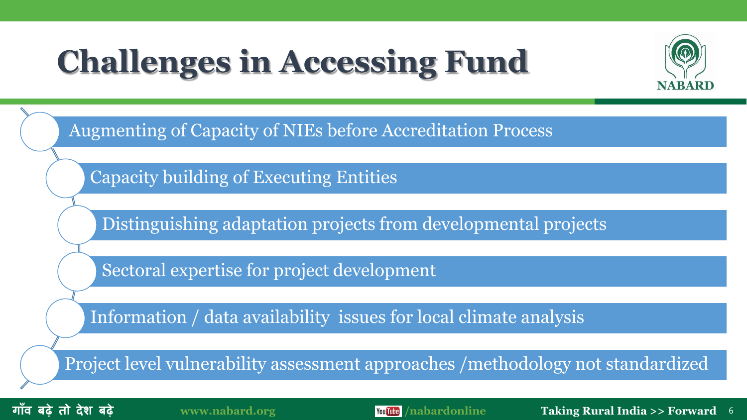# Challenges in Accessing Fund

- Augmenting of Capacity of NIEs before Accreditation Process
- Capacity building of Executing Entities
- Distinguishing adaptation projects from developmental projects
- Sectoral expertise for project development
- Information / data availability issues for local climate analysis
- Project level vulnerability assessment approaches /methodology not standardized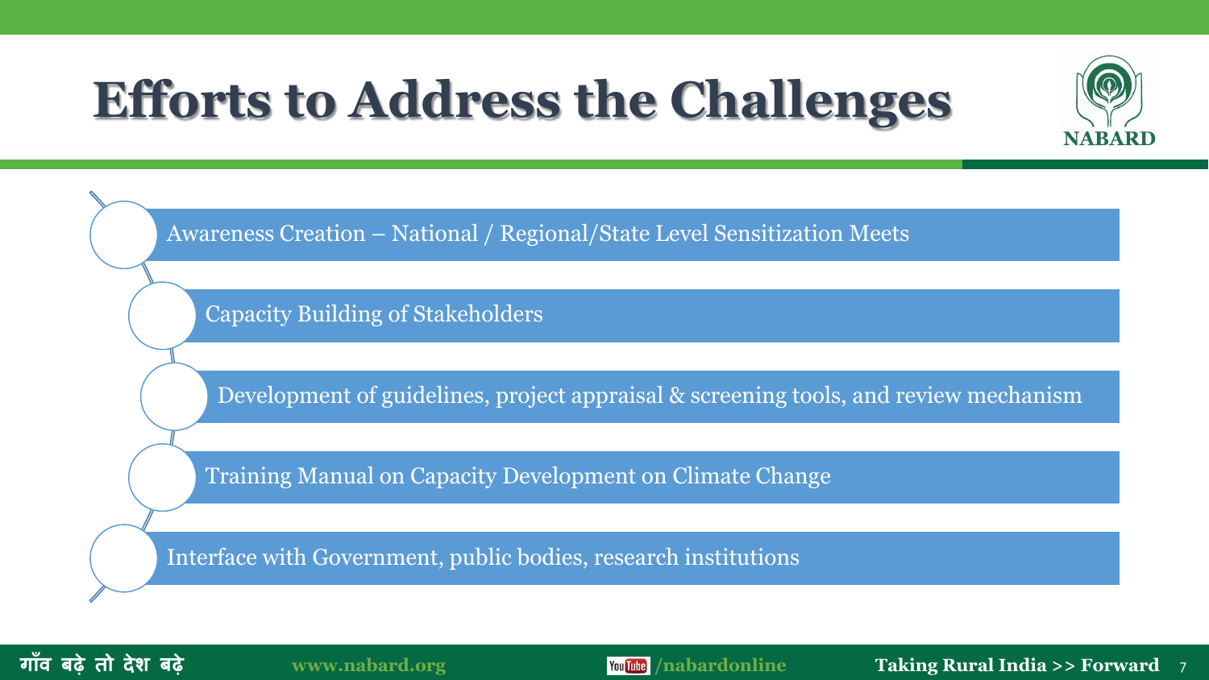# Efforts to Address the Challenges

- Awareness Creation – National / Regional/State Level Sensitization Meets
- Capacity Building of Stakeholders
- Development of guidelines, project appraisal & screening tools, and review mechanism
- Training Manual on Capacity Development on Climate Change
- Interface with Government, public bodies, research institutions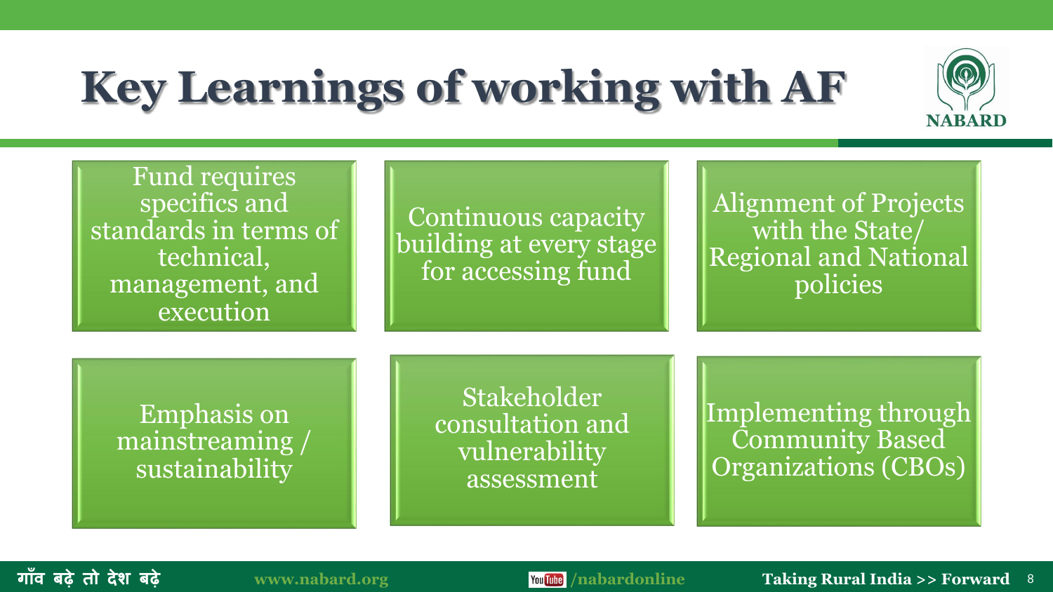# Key Learnings of working with AF

- Fund requires specifics and standards in terms of technical, management, and execution
- Continuous capacity building at every stage for accessing fund
- Alignment of Projects with the State/ Regional and National policies
- Emphasis on mainstreaming / sustainability
- Stakeholder consultation and vulnerability assessment
- Implementing through Community Based Organizations (CBOs)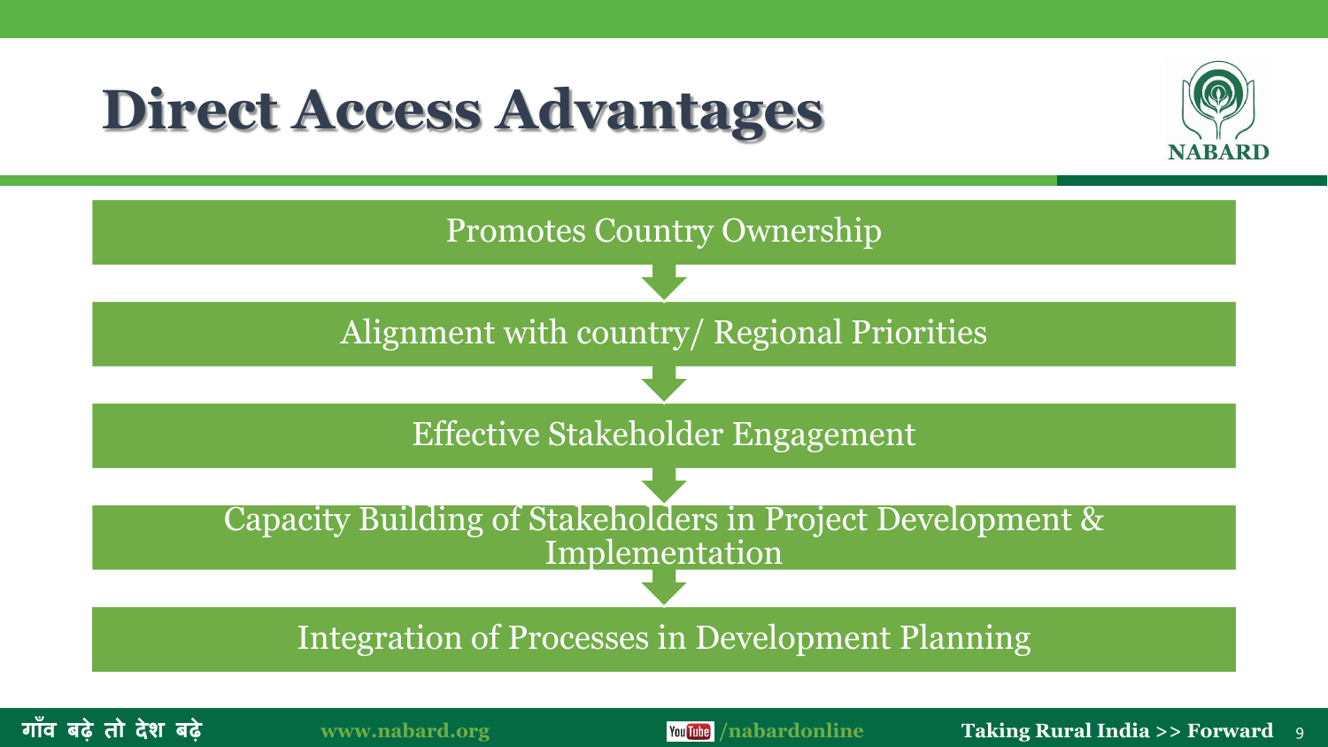# Direct Access Advantages

Promotes Country Ownership

Alignment with country/ Regional Priorities

Effective Stakeholder Engagement

Capacity Building of Stakeholders in Project Development & Implementation

Integration of Processes in Development Planning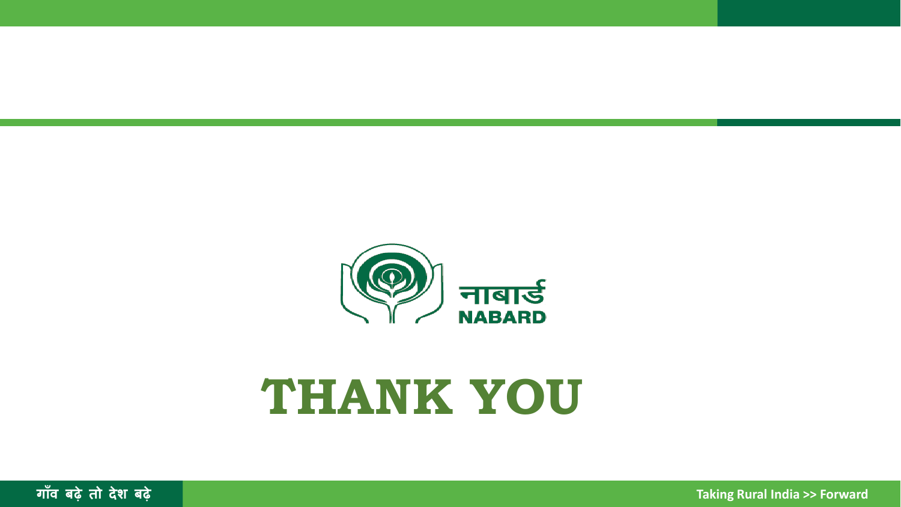नाबार्ड

NABARD

# THANK YOU